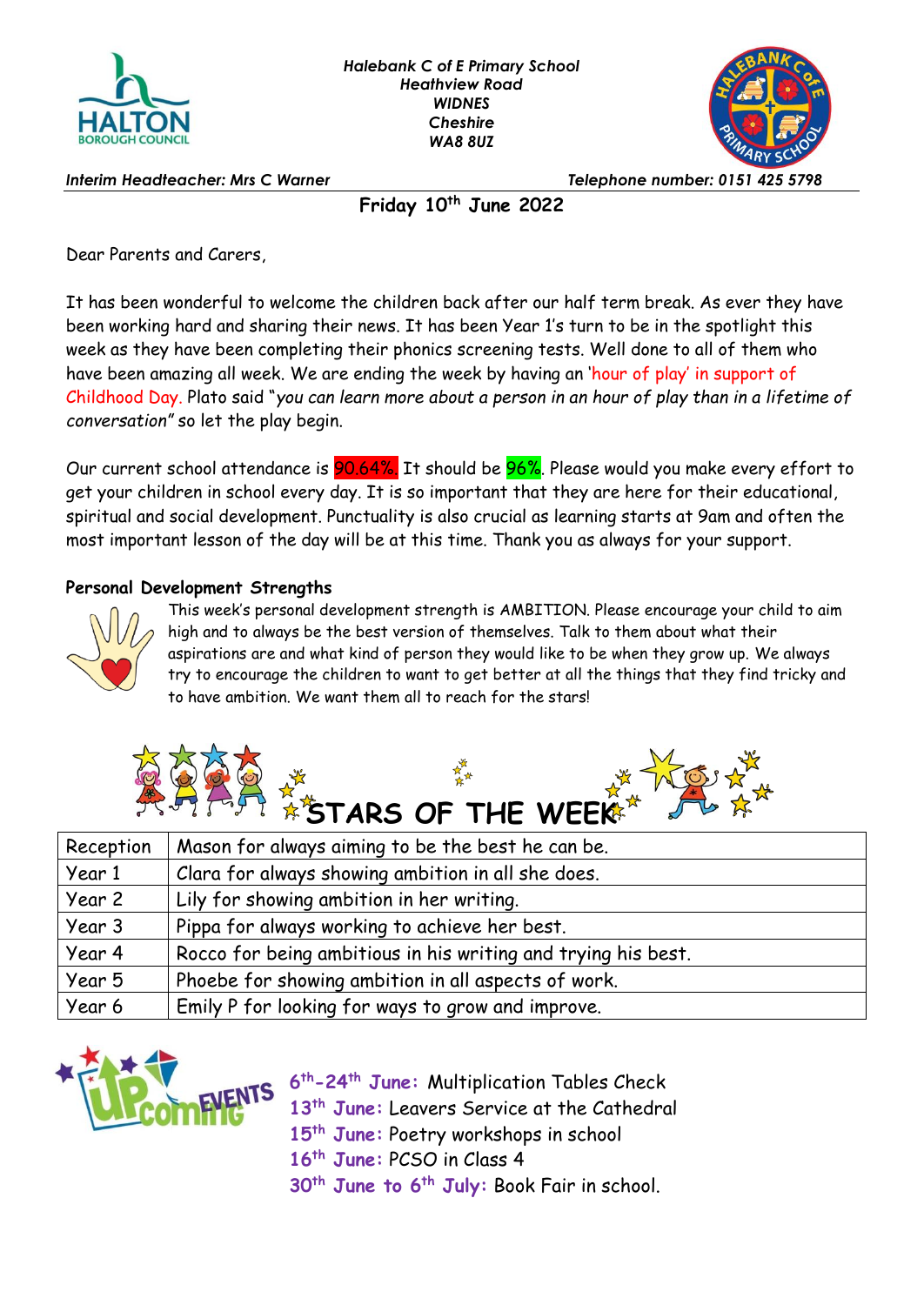*Halebank C of E Primary School*
*Heathview Road*
*WIDNES*
*Cheshire*
*WA8 8UZ*

*Interim Headteacher: Mrs C Warner* *Telephone number: 0151 425 5798*

**Friday 10th June 2022**

Dear Parents and Carers,

It has been wonderful to welcome the children back after our half term break. As ever they have been working hard and sharing their news. It has been Year 1's turn to be in the spotlight this week as they have been completing their phonics screening tests. Well done to all of them who have been amazing all week. We are ending the week by having an 'hour of play' in support of Childhood Day. Plato said "*you can learn more about a person in an hour of play than in a lifetime of conversation*" so let the play begin.

Our current school attendance is 90.64%. It should be 96%. Please would you make every effort to get your children in school every day. It is so important that they are here for their educational, spiritual and social development. Punctuality is also crucial as learning starts at 9am and often the most important lesson of the day will be at this time. Thank you as always for your support.

**Personal Development Strengths**

This week's personal development strength is AMBITION. Please encourage your child to aim high and to always be the best version of themselves. Talk to them about what their aspirations are and what kind of person they would like to be when they grow up. We always try to encourage the children to want to get better at all the things that they find tricky and to have ambition. We want them all to reach for the stars!

## STARS OF THE WEEK

| | |
|---|---|
| Reception | Mason for always aiming to be the best he can be. |
| Year 1 | Clara for always showing ambition in all she does. |
| Year 2 | Lily for showing ambition in her writing. |
| Year 3 | Pippa for always working to achieve her best. |
| Year 4 | Rocco for being ambitious in his writing and trying his best. |
| Year 5 | Phoebe for showing ambition in all aspects of work. |
| Year 6 | Emily P for looking for ways to grow and improve. |

## UPCOMING EVENTS

**6th-24th June:** Multiplication Tables Check
**13th June:** Leavers Service at the Cathedral
**15th June:** Poetry workshops in school
**16th June:** PCSO in Class 4
**30th June to 6th July:** Book Fair in school.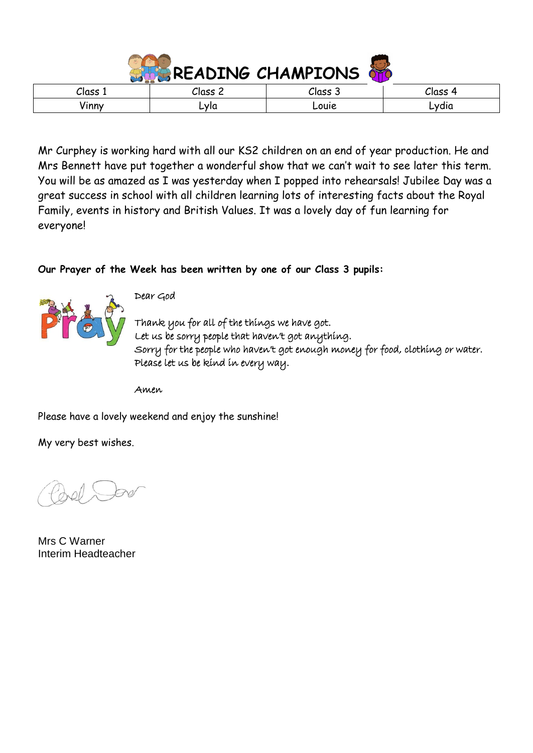# READING CHAMPIONS

| Class 1 | Class 2 | Class 3 | Class 4 |
|---|---|---|---|
| Vinny | Lyla | Louie | Lydia |

Mr Curphey is working hard with all our KS2 children on an end of year production. He and Mrs Bennett have put together a wonderful show that we can't wait to see later this term. You will be as amazed as I was yesterday when I popped into rehearsals! Jubilee Day was a great success in school with all children learning lots of interesting facts about the Royal Family, events in history and British Values. It was a lovely day of fun learning for everyone!

**Our Prayer of the Week has been written by one of our Class 3 pupils:**

Dear God

Thank you for all of the things we have got.
Let us be sorry people that haven't got anything.
Sorry for the people who haven't got enough money for food, clothing or water.
Please let us be kind in every way.

Amen

Please have a lovely weekend and enjoy the sunshine!

My very best wishes.

Mrs C Warner
Interim Headteacher